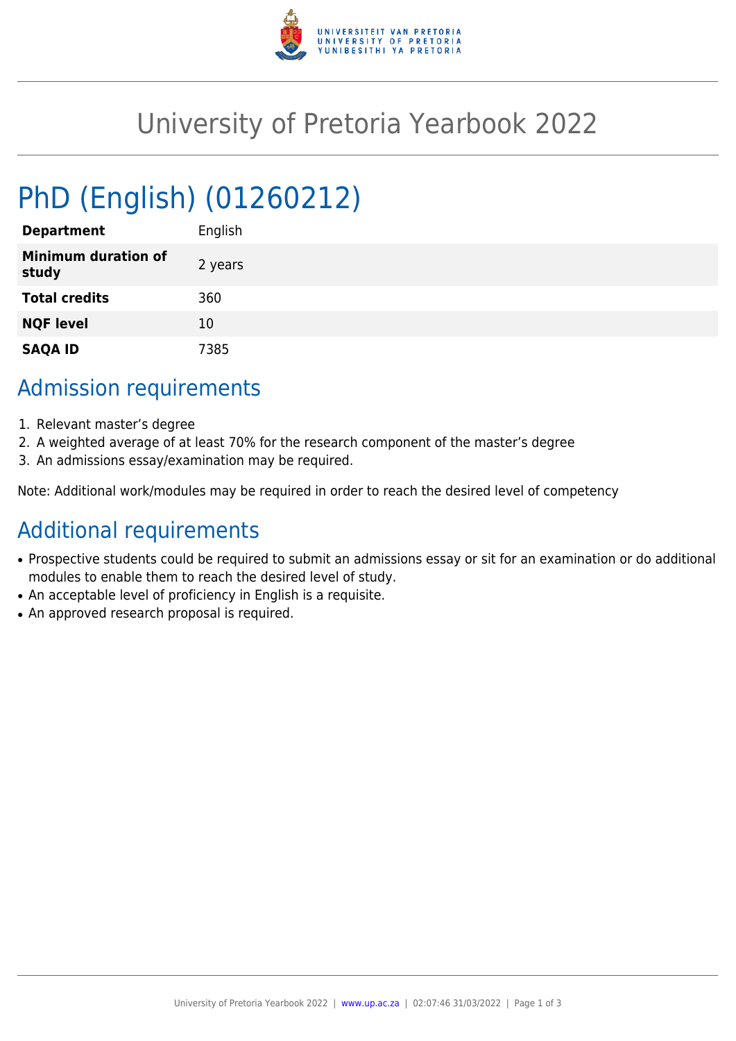# University of Pretoria Yearbook 2022

## PhD (English) (01260212)

| | |
|---|---|
| **Department** | English |
| **Minimum duration of study** | 2 years |
| **Total credits** | 360 |
| **NQF level** | 10 |
| **SAQA ID** | 7385 |

## Admission requirements

1. Relevant master's degree
2. A weighted average of at least 70% for the research component of the master's degree
3. An admissions essay/examination may be required.

Note: Additional work/modules may be required in order to reach the desired level of competency

## Additional requirements

- Prospective students could be required to submit an admissions essay or sit for an examination or do additional modules to enable them to reach the desired level of study.
- An acceptable level of proficiency in English is a requisite.
- An approved research proposal is required.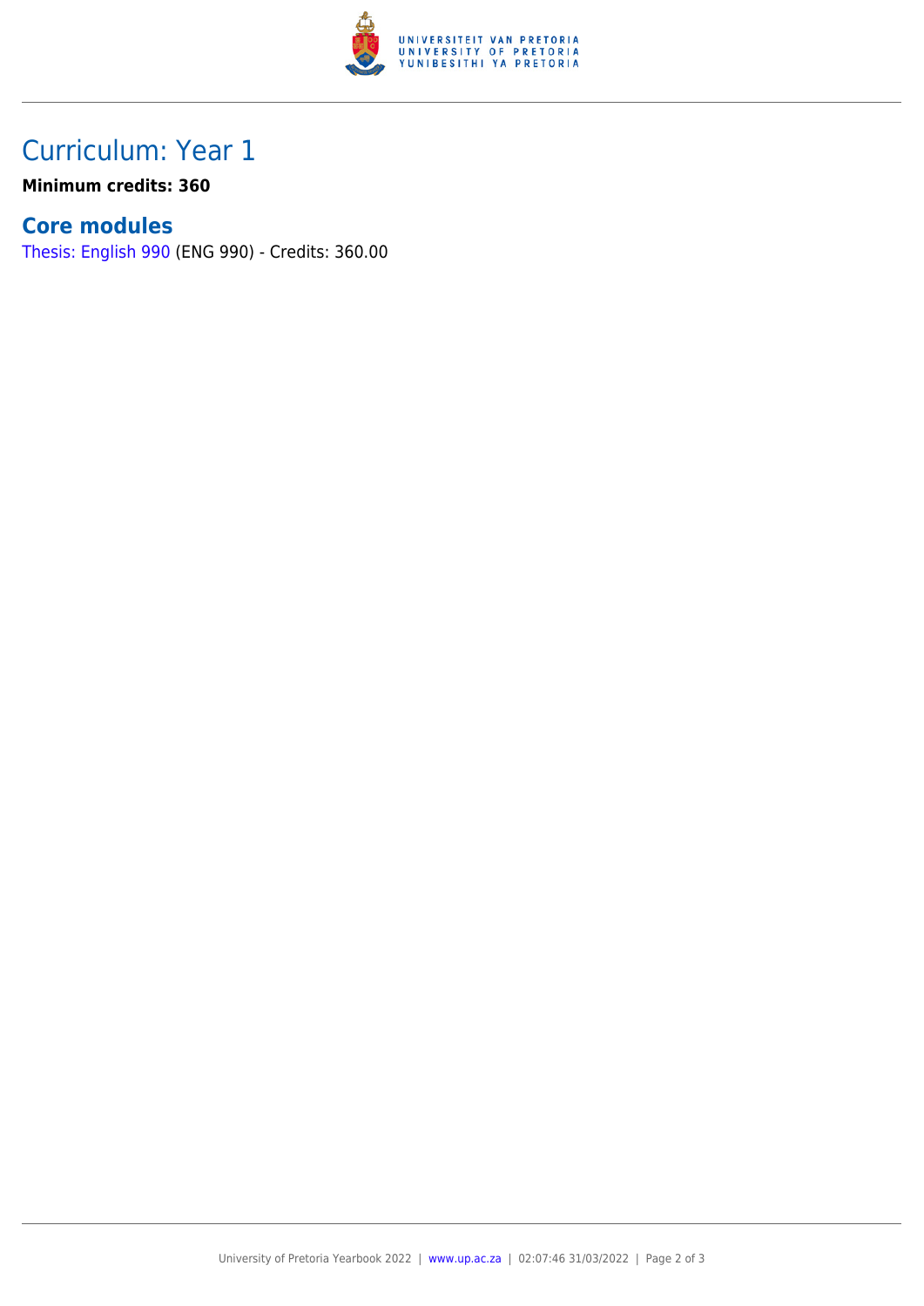# Curriculum: Year 1

**Minimum credits: 360**

## Core modules

Thesis: English 990 (ENG 990) - Credits: 360.00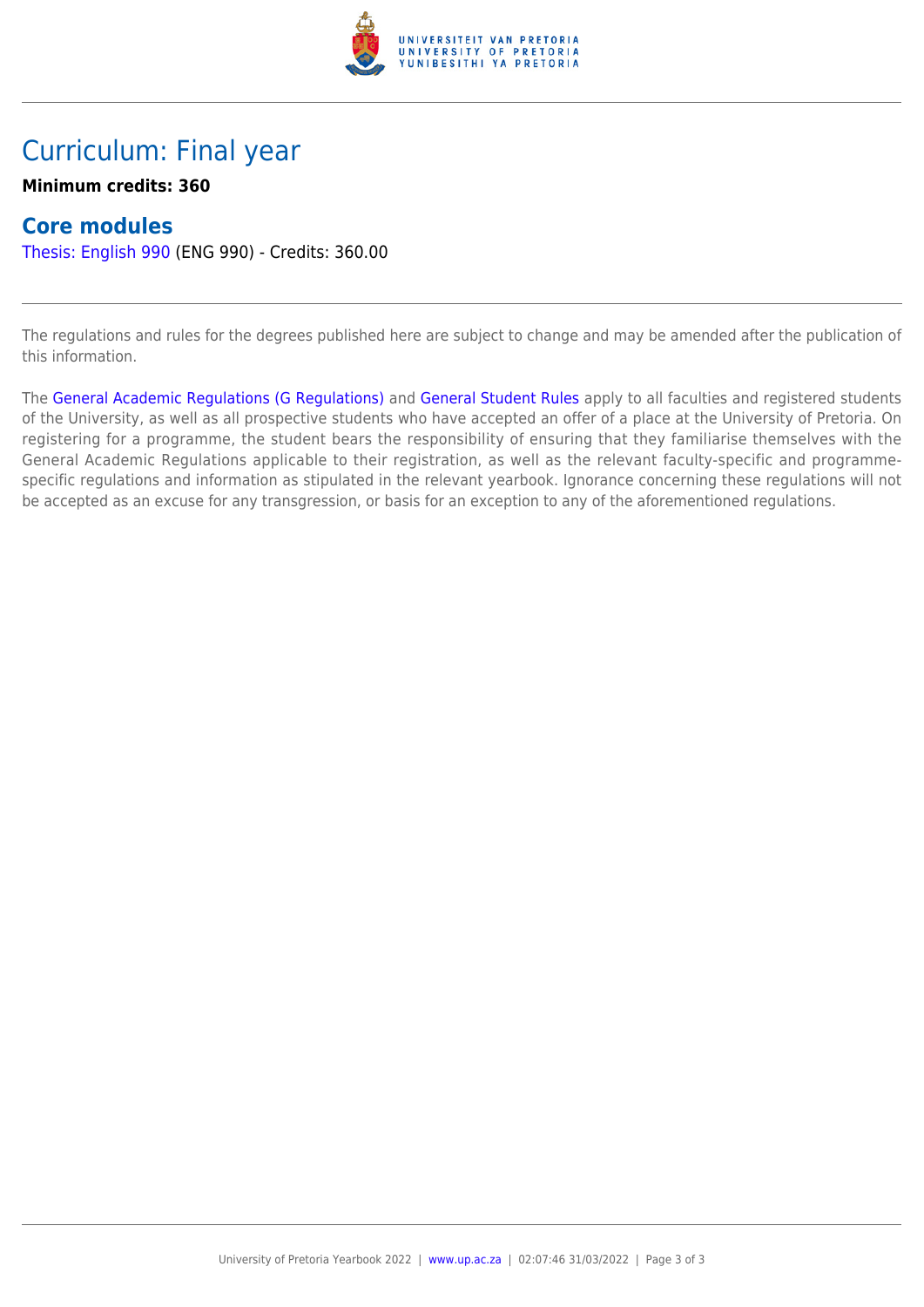## Curriculum: Final year

**Minimum credits: 360**

### Core modules

Thesis: English 990 (ENG 990) - Credits: 360.00

---

The regulations and rules for the degrees published here are subject to change and may be amended after the publication of this information.

The General Academic Regulations (G Regulations) and General Student Rules apply to all faculties and registered students of the University, as well as all prospective students who have accepted an offer of a place at the University of Pretoria. On registering for a programme, the student bears the responsibility of ensuring that they familiarise themselves with the General Academic Regulations applicable to their registration, as well as the relevant faculty-specific and programme-specific regulations and information as stipulated in the relevant yearbook. Ignorance concerning these regulations will not be accepted as an excuse for any transgression, or basis for an exception to any of the aforementioned regulations.